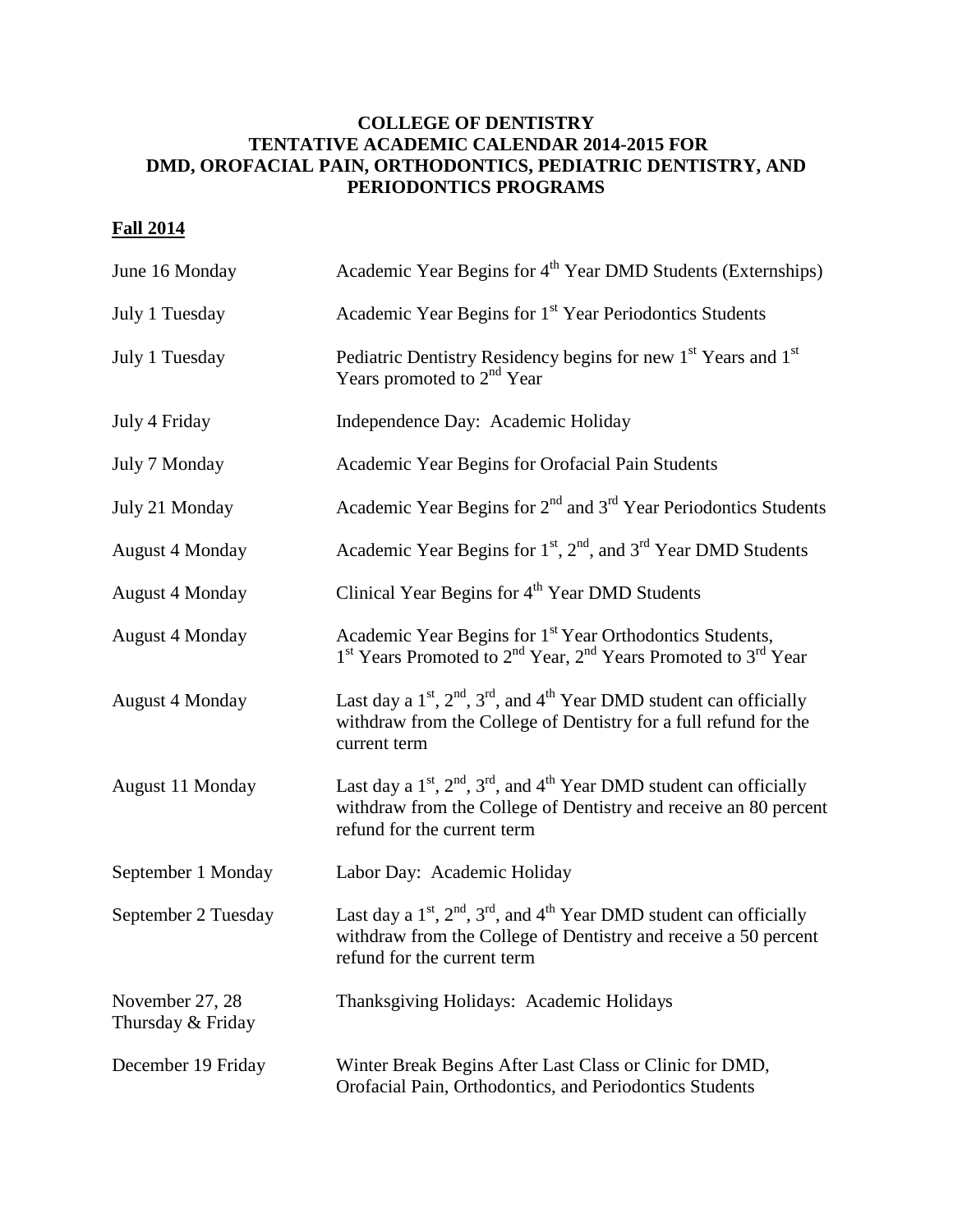# COLLEGE OF DENTISTRY
# TENTATIVE ACADEMIC CALENDAR 2014-2015 FOR DMD, OROFACIAL PAIN, ORTHODONTICS, PEDIATRIC DENTISTRY, AND PERIODONTICS PROGRAMS

## Fall 2014

| Date | Event |
| --- | --- |
| June 16 Monday | Academic Year Begins for 4th Year DMD Students (Externships) |
| July 1 Tuesday | Academic Year Begins for 1st Year Periodontics Students |
| July 1 Tuesday | Pediatric Dentistry Residency begins for new 1st Years and 1st Years promoted to 2nd Year |
| July 4 Friday | Independence Day: Academic Holiday |
| July 7 Monday | Academic Year Begins for Orofacial Pain Students |
| July 21 Monday | Academic Year Begins for 2nd and 3rd Year Periodontics Students |
| August 4 Monday | Academic Year Begins for 1st, 2nd, and 3rd Year DMD Students |
| August 4 Monday | Clinical Year Begins for 4th Year DMD Students |
| August 4 Monday | Academic Year Begins for 1st Year Orthodontics Students, 1st Years Promoted to 2nd Year, 2nd Years Promoted to 3rd Year |
| August 4 Monday | Last day a 1st, 2nd, 3rd, and 4th Year DMD student can officially withdraw from the College of Dentistry for a full refund for the current term |
| August 11 Monday | Last day a 1st, 2nd, 3rd, and 4th Year DMD student can officially withdraw from the College of Dentistry and receive an 80 percent refund for the current term |
| September 1 Monday | Labor Day: Academic Holiday |
| September 2 Tuesday | Last day a 1st, 2nd, 3rd, and 4th Year DMD student can officially withdraw from the College of Dentistry and receive a 50 percent refund for the current term |
| November 27, 28 Thursday & Friday | Thanksgiving Holidays: Academic Holidays |
| December 19 Friday | Winter Break Begins After Last Class or Clinic for DMD, Orofacial Pain, Orthodontics, and Periodontics Students |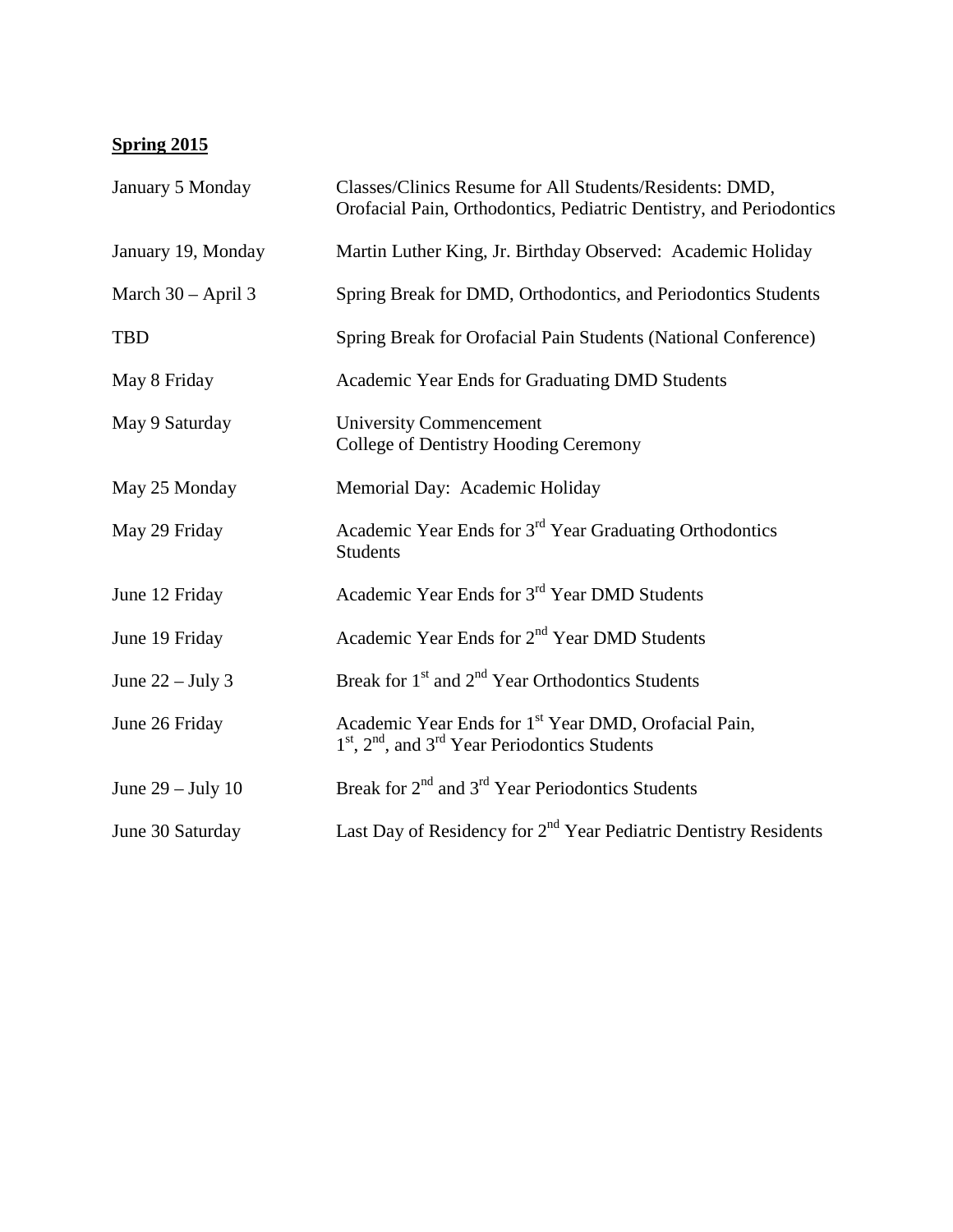**Spring 2015**

| | |
|---|---|
| January 5 Monday | Classes/Clinics Resume for All Students/Residents: DMD, Orofacial Pain, Orthodontics, Pediatric Dentistry, and Periodontics |
| January 19, Monday | Martin Luther King, Jr. Birthday Observed: Academic Holiday |
| March 30 – April 3 | Spring Break for DMD, Orthodontics, and Periodontics Students |
| TBD | Spring Break for Orofacial Pain Students (National Conference) |
| May 8 Friday | Academic Year Ends for Graduating DMD Students |
| May 9 Saturday | University Commencement<br>College of Dentistry Hooding Ceremony |
| May 25 Monday | Memorial Day: Academic Holiday |
| May 29 Friday | Academic Year Ends for 3rd Year Graduating Orthodontics Students |
| June 12 Friday | Academic Year Ends for 3rd Year DMD Students |
| June 19 Friday | Academic Year Ends for 2nd Year DMD Students |
| June 22 – July 3 | Break for 1st and 2nd Year Orthodontics Students |
| June 26 Friday | Academic Year Ends for 1st Year DMD, Orofacial Pain, 1st, 2nd, and 3rd Year Periodontics Students |
| June 29 – July 10 | Break for 2nd and 3rd Year Periodontics Students |
| June 30 Saturday | Last Day of Residency for 2nd Year Pediatric Dentistry Residents |